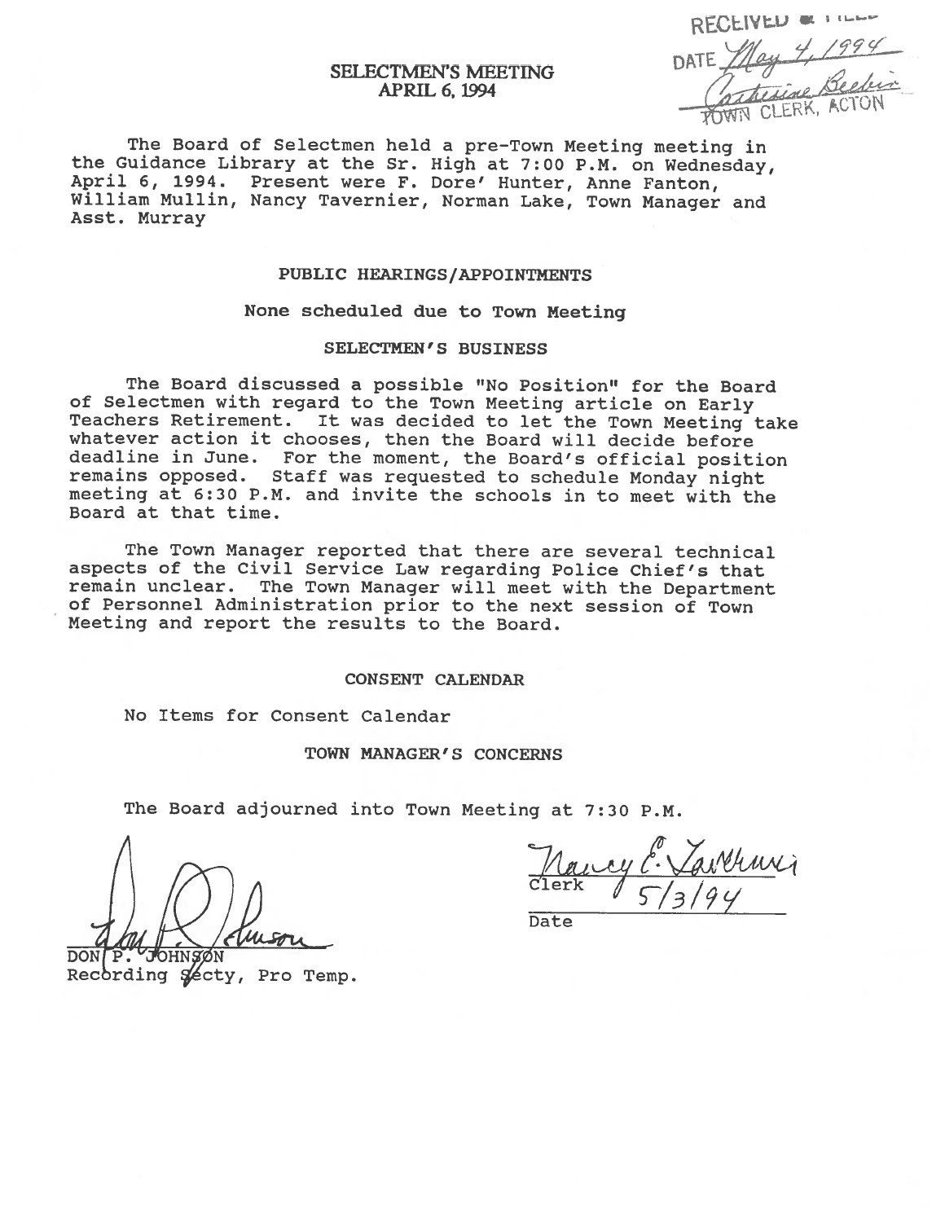RECEIVED & FILED
DATE May 4, 1994
Catherine Belbin
TOWN CLERK, ACTON

# SELECTMEN'S MEETING
## APRIL 6, 1994

The Board of Selectmen held a pre-Town Meeting meeting in the Guidance Library at the Sr. High at 7:00 P.M. on Wednesday, April 6, 1994. Present were F. Dore' Hunter, Anne Fanton, William Mullin, Nancy Tavernier, Norman Lake, Town Manager and Asst. Murray

### PUBLIC HEARINGS/APPOINTMENTS

None scheduled due to Town Meeting

### SELECTMEN'S BUSINESS

The Board discussed a possible "No Position" for the Board of Selectmen with regard to the Town Meeting article on Early Teachers Retirement. It was decided to let the Town Meeting take whatever action it chooses, then the Board will decide before deadline in June. For the moment, the Board's official position remains opposed. Staff was requested to schedule Monday night meeting at 6:30 P.M. and invite the schools in to meet with the Board at that time.

The Town Manager reported that there are several technical aspects of the Civil Service Law regarding Police Chief's that remain unclear. The Town Manager will meet with the Department of Personnel Administration prior to the next session of Town Meeting and report the results to the Board.

### CONSENT CALENDAR

No Items for Consent Calendar

### TOWN MANAGER'S CONCERNS

The Board adjourned into Town Meeting at 7:30 P.M.

Don P. Johnson
DON P. JOHNSON
Recording Secty, Pro Temp.

Nancy E. Tavernier
Clerk
5/3/94
Date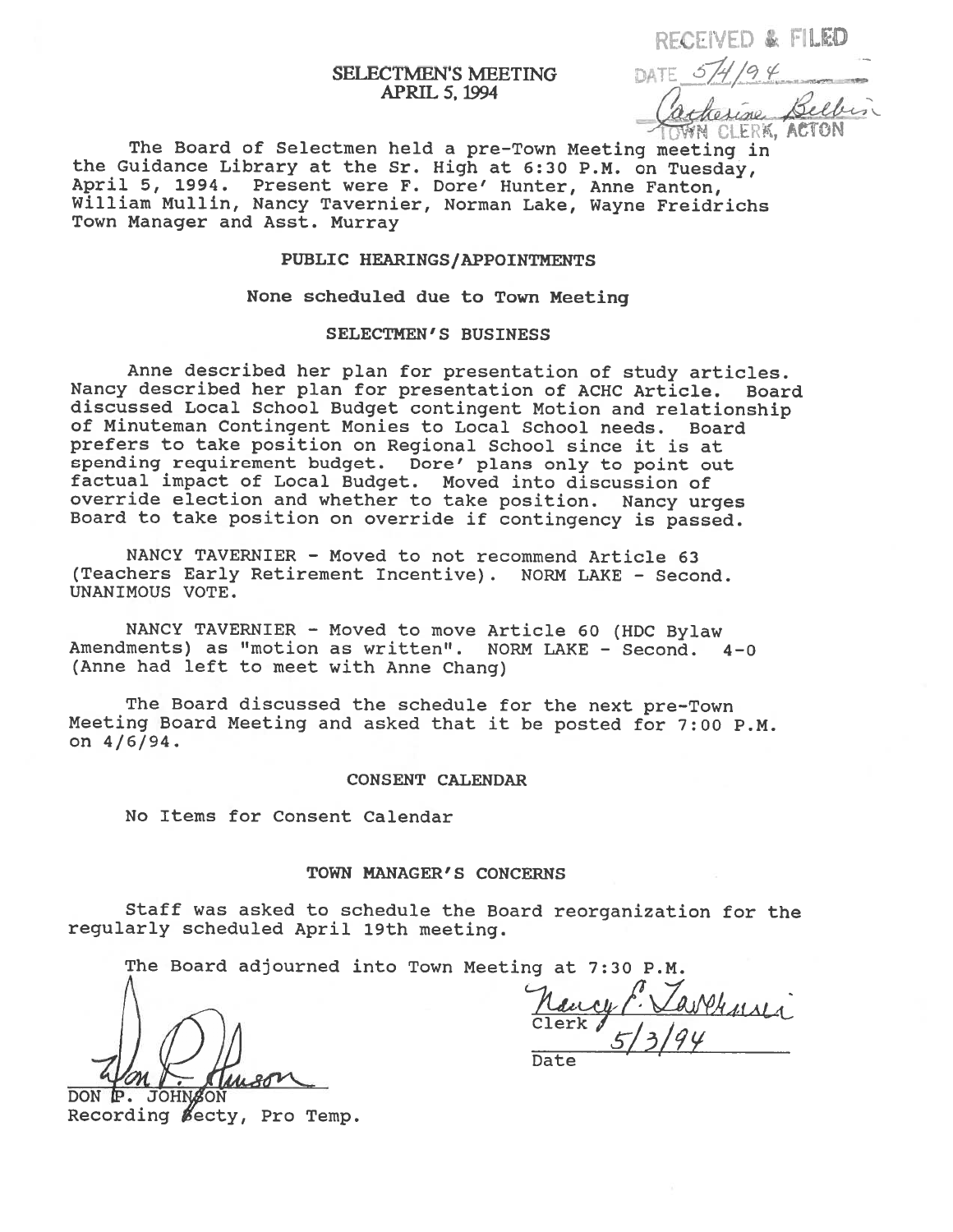RECEIVED & FILED

DATE 5/4/94

Catherine Belbin

TOWN CLERK, ACTON

# SELECTMEN'S MEETING
## APRIL 5, 1994

The Board of Selectmen held a pre-Town Meeting meeting in the Guidance Library at the Sr. High at 6:30 P.M. on Tuesday, April 5, 1994. Present were F. Dore' Hunter, Anne Fanton, William Mullin, Nancy Tavernier, Norman Lake, Wayne Freidrichs Town Manager and Asst. Murray

### PUBLIC HEARINGS/APPOINTMENTS

None scheduled due to Town Meeting

### SELECTMEN'S BUSINESS

Anne described her plan for presentation of study articles. Nancy described her plan for presentation of ACHC Article. Board discussed Local School Budget contingent Motion and relationship of Minuteman Contingent Monies to Local School needs. Board prefers to take position on Regional School since it is at spending requirement budget. Dore' plans only to point out factual impact of Local Budget. Moved into discussion of override election and whether to take position. Nancy urges Board to take position on override if contingency is passed.

NANCY TAVERNIER - Moved to not recommend Article 63 (Teachers Early Retirement Incentive). NORM LAKE - Second. UNANIMOUS VOTE.

NANCY TAVERNIER - Moved to move Article 60 (HDC Bylaw Amendments) as "motion as written". NORM LAKE - Second. 4-0 (Anne had left to meet with Anne Chang)

The Board discussed the schedule for the next pre-Town Meeting Board Meeting and asked that it be posted for 7:00 P.M. on 4/6/94.

### CONSENT CALENDAR

No Items for Consent Calendar

### TOWN MANAGER'S CONCERNS

Staff was asked to schedule the Board reorganization for the regularly scheduled April 19th meeting.

The Board adjourned into Town Meeting at 7:30 P.M.

Don P. Johnson
DON P. JOHNSON
Recording Secty, Pro Temp.

Nancy E. Tavernier
Clerk
5/3/94
Date